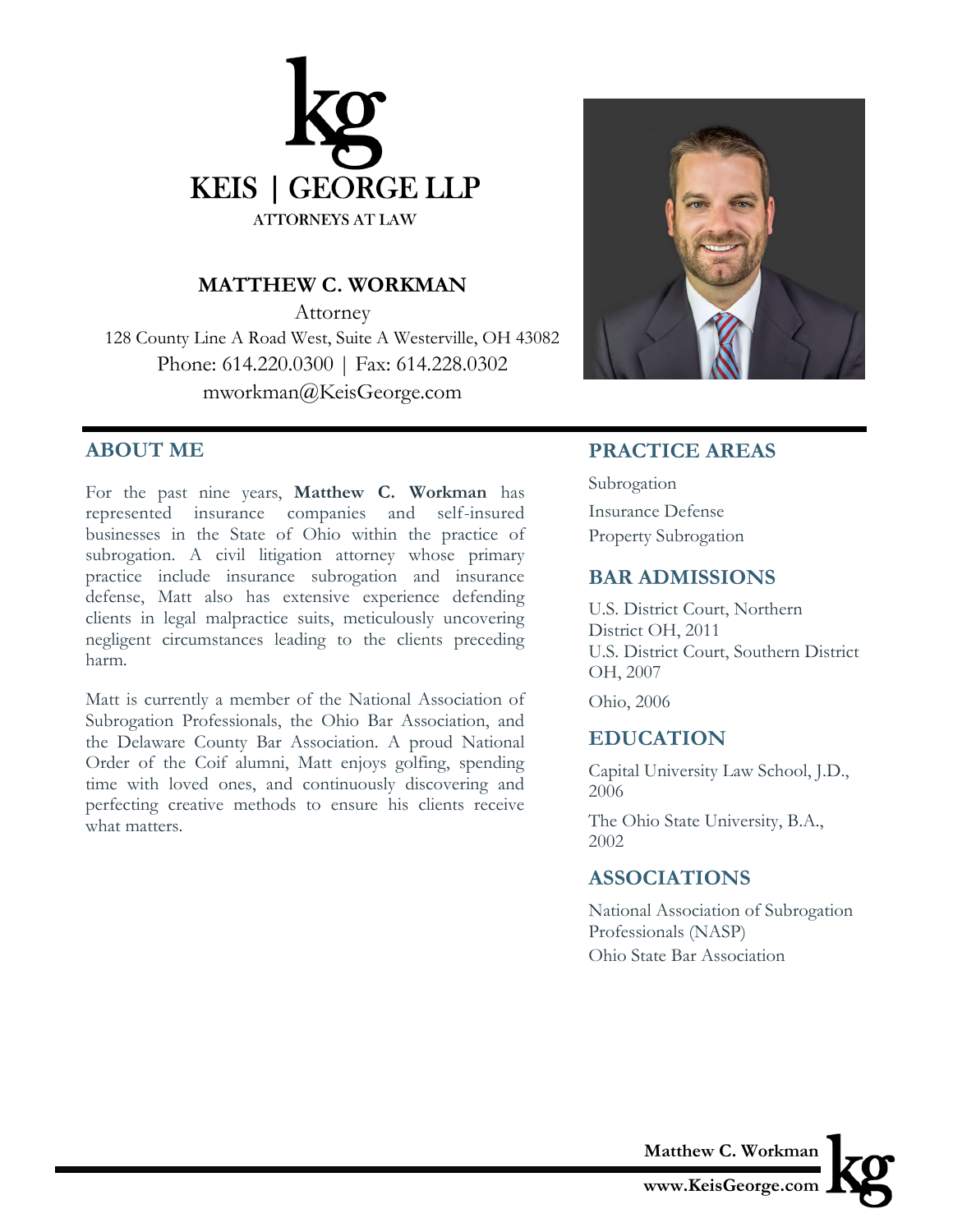**KEIS | GEORGE LLP**

ATTORNEYS AT LAW

# MATTHEW C. WORKMAN

Attorney

128 County Line A Road West, Suite A Westerville, OH 43082

Phone: 614.220.0300 | Fax: 614.228.0302

mworkman@KeisGeorge.com

## ABOUT ME

For the past nine years, **Matthew C. Workman** has represented insurance companies and self-insured businesses in the State of Ohio within the practice of subrogation. A civil litigation attorney whose primary practice include insurance subrogation and insurance defense, Matt also has extensive experience defending clients in legal malpractice suits, meticulously uncovering negligent circumstances leading to the clients preceding harm.

Matt is currently a member of the National Association of Subrogation Professionals, the Ohio Bar Association, and the Delaware County Bar Association. A proud National Order of the Coif alumni, Matt enjoys golfing, spending time with loved ones, and continuously discovering and perfecting creative methods to ensure his clients receive what matters.

## PRACTICE AREAS

Subrogation

Insurance Defense

Property Subrogation

## BAR ADMISSIONS

U.S. District Court, Northern District OH, 2011

U.S. District Court, Southern District OH, 2007

Ohio, 2006

## EDUCATION

Capital University Law School, J.D., 2006

The Ohio State University, B.A., 2002

## ASSOCIATIONS

National Association of Subrogation Professionals (NASP)

Ohio State Bar Association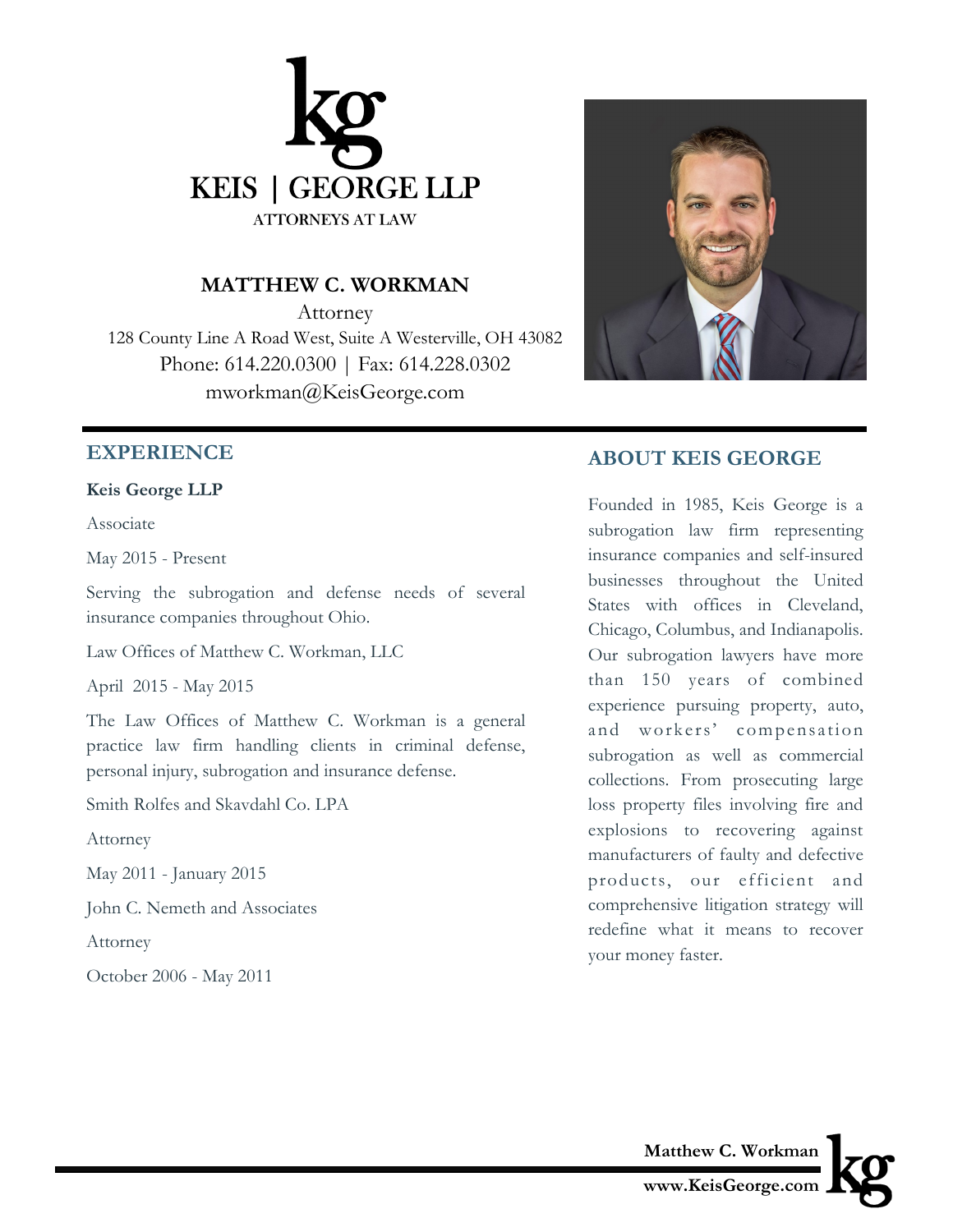# KEIS | GEORGE LLP

ATTORNEYS AT LAW

**MATTHEW C. WORKMAN**

Attorney

128 County Line A Road West, Suite A Westerville, OH 43082

Phone: 614.220.0300 | Fax: 614.228.0302

mworkman@KeisGeorge.com

## EXPERIENCE

**Keis George LLP**

Associate

May 2015 - Present

Serving the subrogation and defense needs of several insurance companies throughout Ohio.

Law Offices of Matthew C. Workman, LLC

April 2015 - May 2015

The Law Offices of Matthew C. Workman is a general practice law firm handling clients in criminal defense, personal injury, subrogation and insurance defense.

Smith Rolfes and Skavdahl Co. LPA

Attorney

May 2011 - January 2015

John C. Nemeth and Associates

Attorney

October 2006 - May 2011

## ABOUT KEIS GEORGE

Founded in 1985, Keis George is a subrogation law firm representing insurance companies and self-insured businesses throughout the United States with offices in Cleveland, Chicago, Columbus, and Indianapolis. Our subrogation lawyers have more than 150 years of combined experience pursuing property, auto, and workers' compensation subrogation as well as commercial collections. From prosecuting large loss property files involving fire and explosions to recovering against manufacturers of faulty and defective products, our efficient and comprehensive litigation strategy will redefine what it means to recover your money faster.